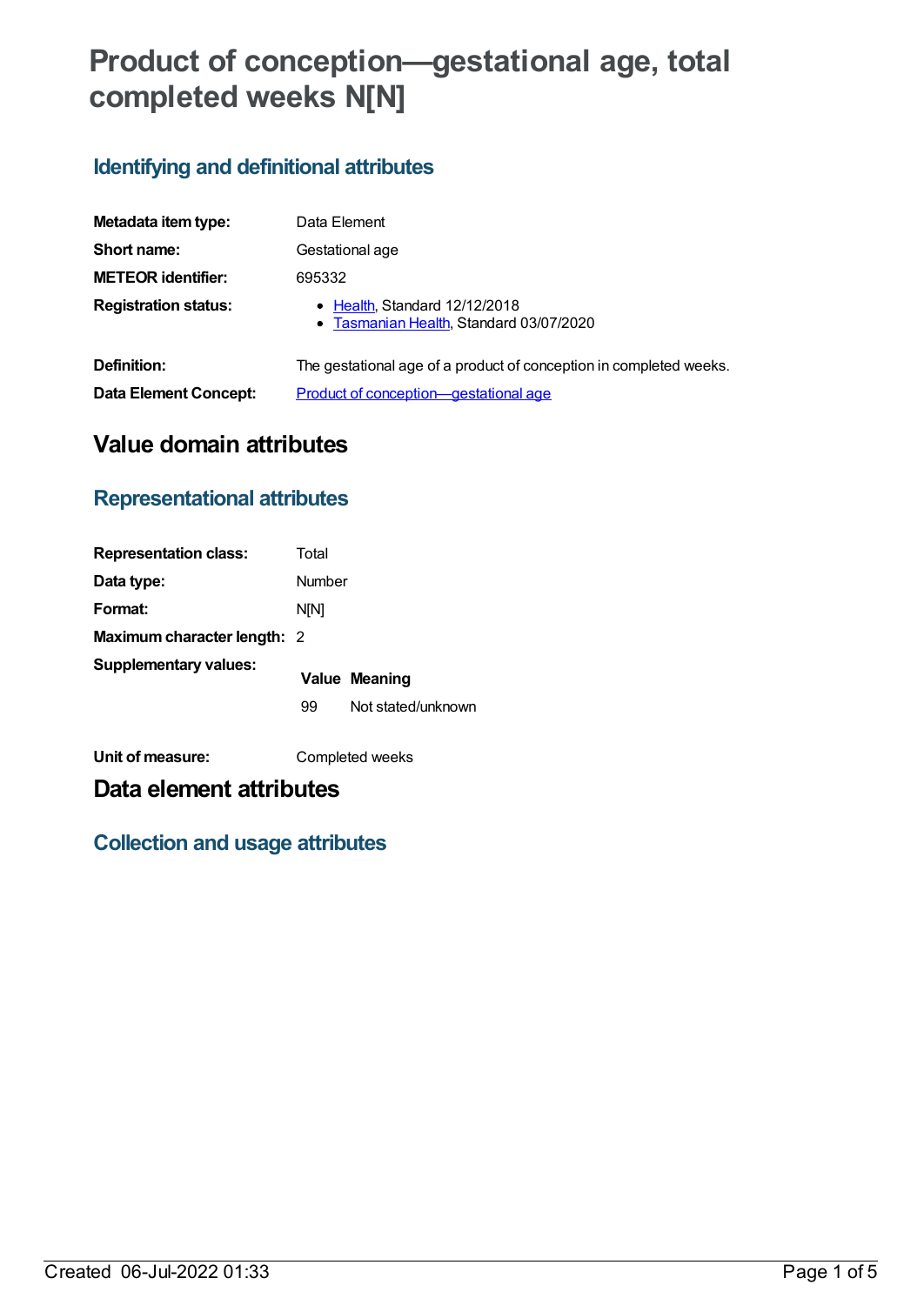# Product of conception—gestational age, total completed weeks N[N]

## Identifying and definitional attributes

| | |
|---|---|
| **Metadata item type:** | Data Element |
| **Short name:** | Gestational age |
| **METEOR identifier:** | 695332 |
| **Registration status:** | • Health, Standard 12/12/2018<br>• Tasmanian Health, Standard 03/07/2020 |
| **Definition:** | The gestational age of a product of conception in completed weeks. |
| **Data Element Concept:** | Product of conception—gestational age |

# Value domain attributes

## Representational attributes

| | |
|---|---|
| **Representation class:** | Total |
| **Data type:** | Number |
| **Format:** | N[N] |
| **Maximum character length:** | 2 |

**Supplementary values:**

| Value | Meaning |
|---|---|
| 99 | Not stated/unknown |

**Unit of measure:** Completed weeks

# Data element attributes

## Collection and usage attributes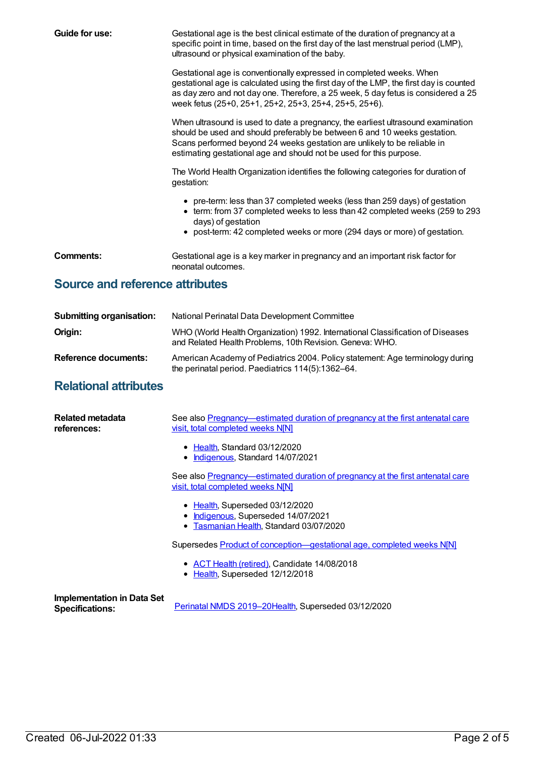**Guide for use:** Gestational age is the best clinical estimate of the duration of pregnancy at a specific point in time, based on the first day of the last menstrual period (LMP), ultrasound or physical examination of the baby.

Gestational age is conventionally expressed in completed weeks. When gestational age is calculated using the first day of the LMP, the first day is counted as day zero and not day one. Therefore, a 25 week, 5 day fetus is considered a 25 week fetus (25+0, 25+1, 25+2, 25+3, 25+4, 25+5, 25+6).

When ultrasound is used to date a pregnancy, the earliest ultrasound examination should be used and should preferably be between 6 and 10 weeks gestation. Scans performed beyond 24 weeks gestation are unlikely to be reliable in estimating gestational age and should not be used for this purpose.

The World Health Organization identifies the following categories for duration of gestation:

- pre-term: less than 37 completed weeks (less than 259 days) of gestation
- term: from 37 completed weeks to less than 42 completed weeks (259 to 293 days) of gestation
- post-term: 42 completed weeks or more (294 days or more) of gestation.

**Comments:** Gestational age is a key marker in pregnancy and an important risk factor for neonatal outcomes.

## Source and reference attributes

**Submitting organisation:** National Perinatal Data Development Committee

**Origin:** WHO (World Health Organization) 1992. International Classification of Diseases and Related Health Problems, 10th Revision. Geneva: WHO.

**Reference documents:** American Academy of Pediatrics 2004. Policy statement: Age terminology during the perinatal period. Paediatrics 114(5):1362–64.

## Relational attributes

**Related metadata references:**

See also Pregnancy—estimated duration of pregnancy at the first antenatal care visit, total completed weeks N[N]

- Health, Standard 03/12/2020
- Indigenous, Standard 14/07/2021

See also Pregnancy—estimated duration of pregnancy at the first antenatal care visit, total completed weeks N[N]

- Health, Superseded 03/12/2020
- Indigenous, Superseded 14/07/2021
- Tasmanian Health, Standard 03/07/2020

Supersedes Product of conception—gestational age, completed weeks N[N]

- ACT Health (retired), Candidate 14/08/2018
- Health, Superseded 12/12/2018

**Implementation in Data Set Specifications:** Perinatal NMDS 2019–20Health, Superseded 03/12/2020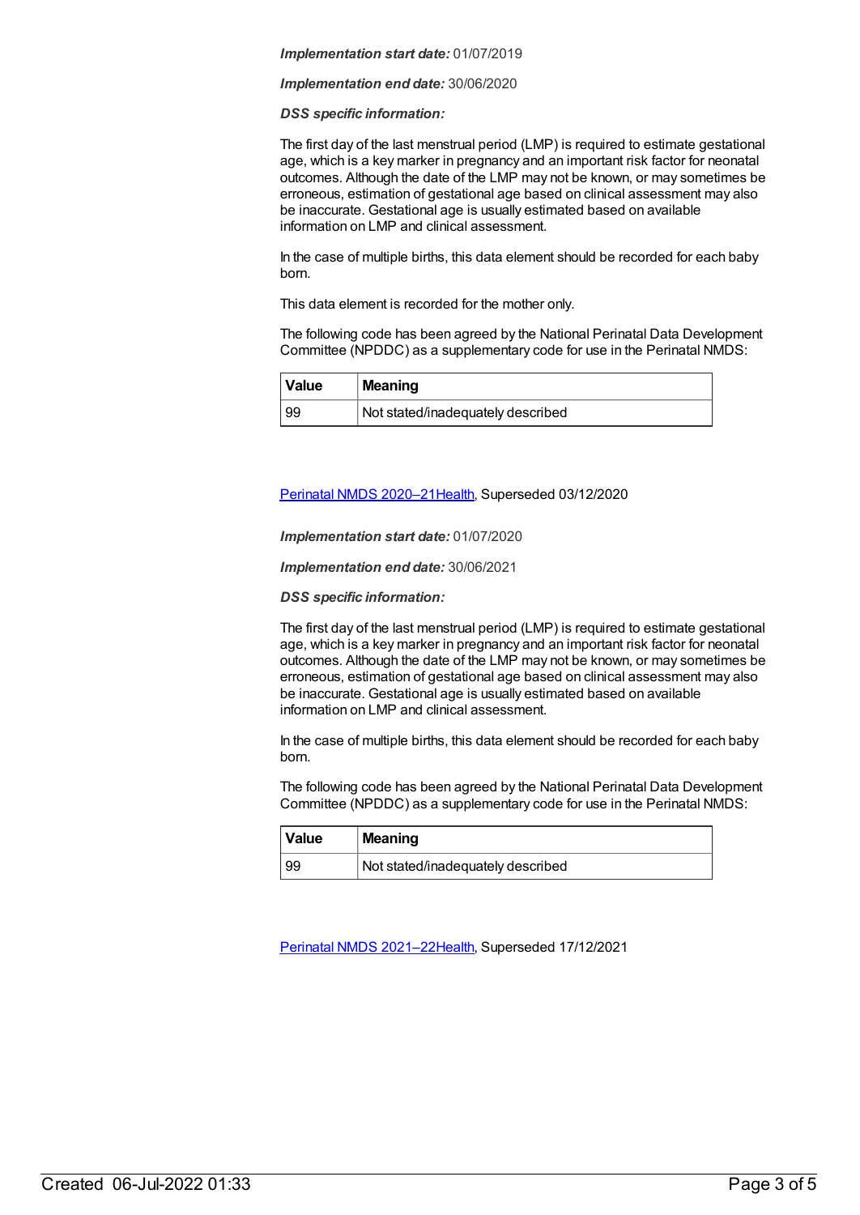***Implementation start date:*** 01/07/2019

***Implementation end date:*** 30/06/2020

***DSS specific information:***

The first day of the last menstrual period (LMP) is required to estimate gestational age, which is a key marker in pregnancy and an important risk factor for neonatal outcomes. Although the date of the LMP may not be known, or may sometimes be erroneous, estimation of gestational age based on clinical assessment may also be inaccurate. Gestational age is usually estimated based on available information on LMP and clinical assessment.

In the case of multiple births, this data element should be recorded for each baby born.

This data element is recorded for the mother only.

The following code has been agreed by the National Perinatal Data Development Committee (NPDDC) as a supplementary code for use in the Perinatal NMDS:

| Value | Meaning |
|---|---|
| 99 | Not stated/inadequately described |

Perinatal NMDS 2020–21Health, Superseded 03/12/2020

***Implementation start date:*** 01/07/2020

***Implementation end date:*** 30/06/2021

***DSS specific information:***

The first day of the last menstrual period (LMP) is required to estimate gestational age, which is a key marker in pregnancy and an important risk factor for neonatal outcomes. Although the date of the LMP may not be known, or may sometimes be erroneous, estimation of gestational age based on clinical assessment may also be inaccurate. Gestational age is usually estimated based on available information on LMP and clinical assessment.

In the case of multiple births, this data element should be recorded for each baby born.

The following code has been agreed by the National Perinatal Data Development Committee (NPDDC) as a supplementary code for use in the Perinatal NMDS:

| Value | Meaning |
|---|---|
| 99 | Not stated/inadequately described |

Perinatal NMDS 2021–22Health, Superseded 17/12/2021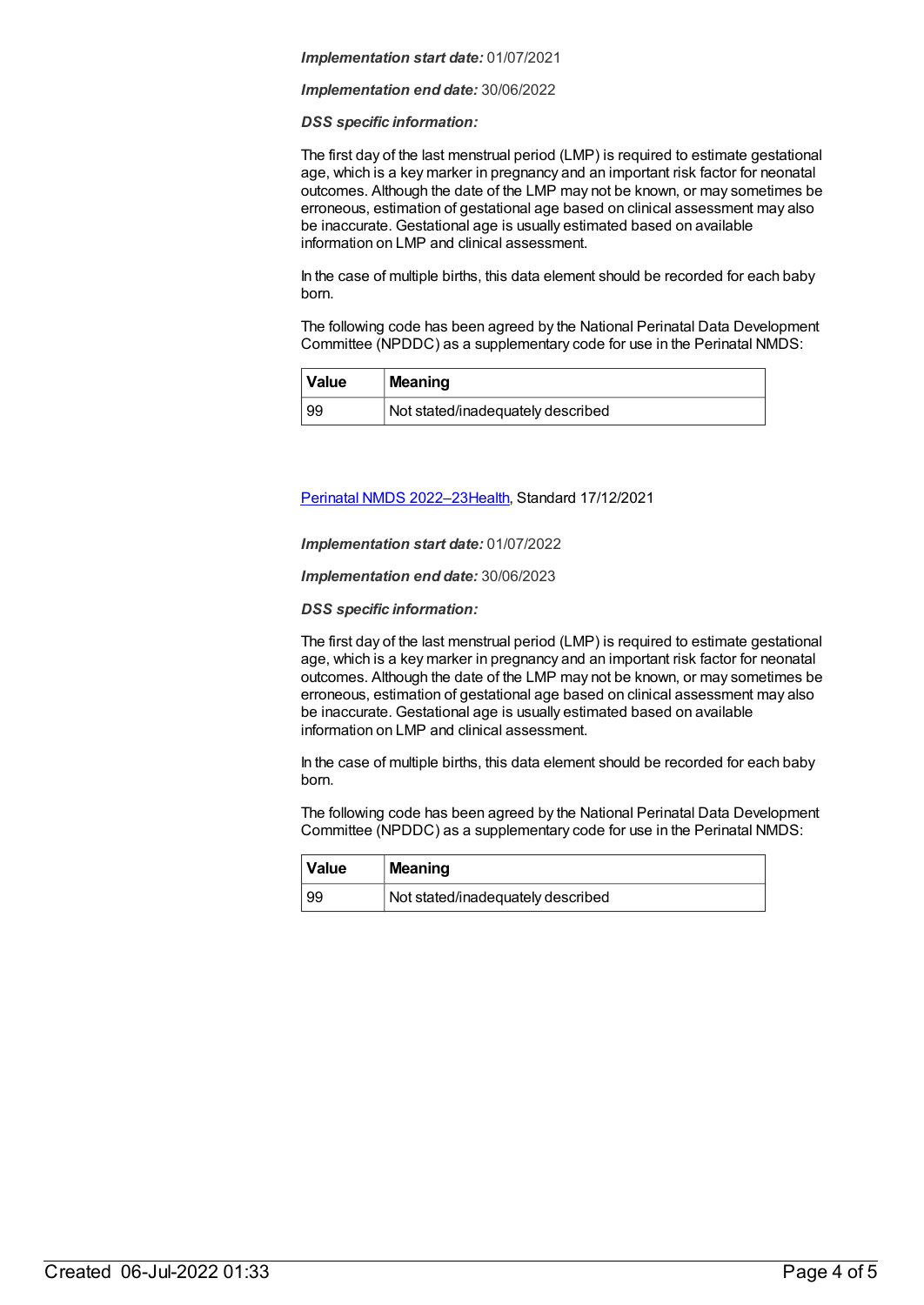***Implementation start date:*** 01/07/2021

***Implementation end date:*** 30/06/2022

***DSS specific information:***

The first day of the last menstrual period (LMP) is required to estimate gestational age, which is a key marker in pregnancy and an important risk factor for neonatal outcomes. Although the date of the LMP may not be known, or may sometimes be erroneous, estimation of gestational age based on clinical assessment may also be inaccurate. Gestational age is usually estimated based on available information on LMP and clinical assessment.

In the case of multiple births, this data element should be recorded for each baby born.

The following code has been agreed by the National Perinatal Data Development Committee (NPDDC) as a supplementary code for use in the Perinatal NMDS:

| Value | Meaning |
|---|---|
| 99 | Not stated/inadequately described |

Perinatal NMDS 2022–23Health, Standard 17/12/2021

***Implementation start date:*** 01/07/2022

***Implementation end date:*** 30/06/2023

***DSS specific information:***

The first day of the last menstrual period (LMP) is required to estimate gestational age, which is a key marker in pregnancy and an important risk factor for neonatal outcomes. Although the date of the LMP may not be known, or may sometimes be erroneous, estimation of gestational age based on clinical assessment may also be inaccurate. Gestational age is usually estimated based on available information on LMP and clinical assessment.

In the case of multiple births, this data element should be recorded for each baby born.

The following code has been agreed by the National Perinatal Data Development Committee (NPDDC) as a supplementary code for use in the Perinatal NMDS:

| Value | Meaning |
|---|---|
| 99 | Not stated/inadequately described |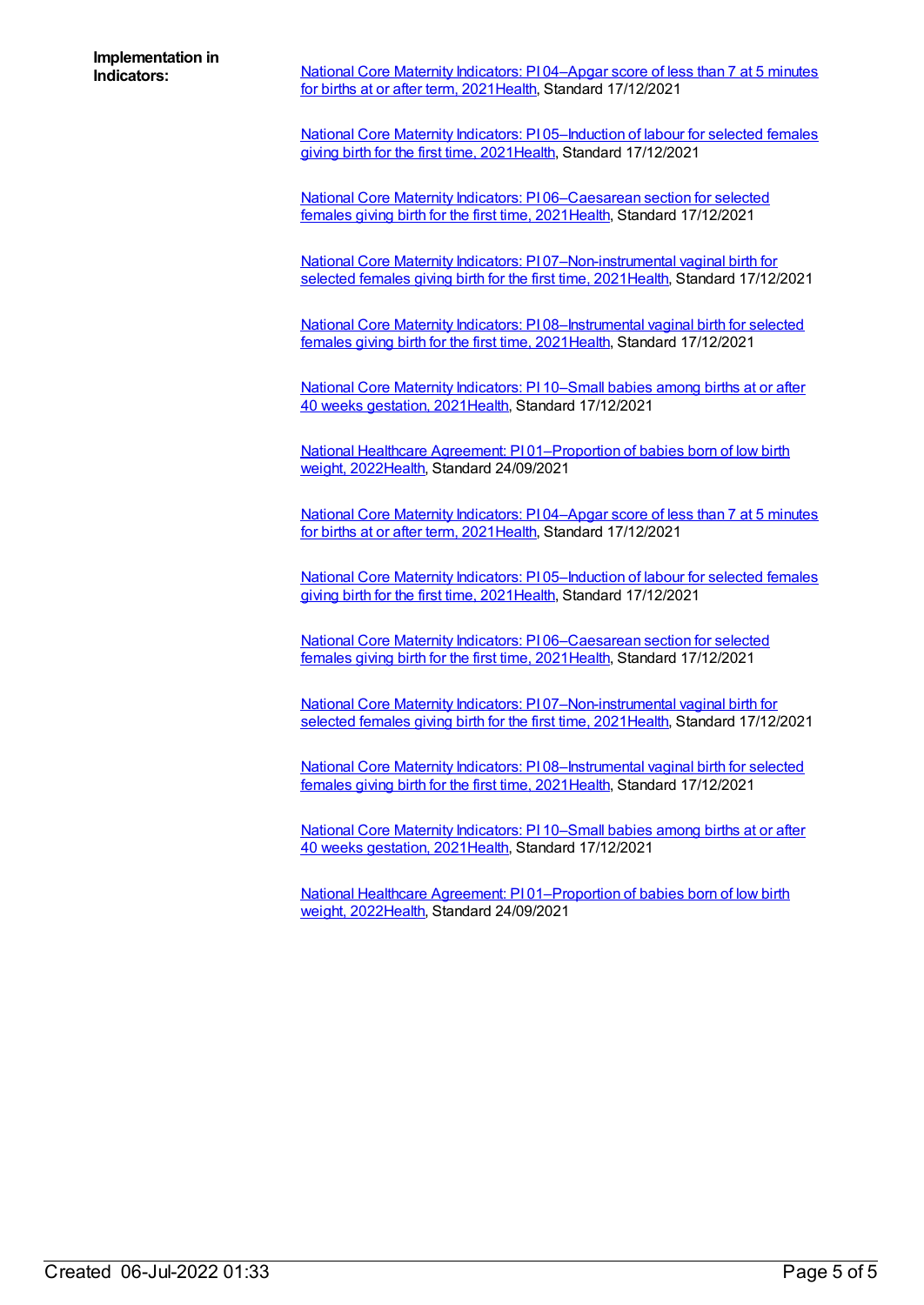**Implementation in Indicators:**

National Core Maternity Indicators: PI 04–Apgar score of less than 7 at 5 minutes for births at or after term, 2021Health, Standard 17/12/2021

National Core Maternity Indicators: PI 05–Induction of labour for selected females giving birth for the first time, 2021Health, Standard 17/12/2021

National Core Maternity Indicators: PI 06–Caesarean section for selected females giving birth for the first time, 2021Health, Standard 17/12/2021

National Core Maternity Indicators: PI 07–Non-instrumental vaginal birth for selected females giving birth for the first time, 2021Health, Standard 17/12/2021

National Core Maternity Indicators: PI 08–Instrumental vaginal birth for selected females giving birth for the first time, 2021Health, Standard 17/12/2021

National Core Maternity Indicators: PI 10–Small babies among births at or after 40 weeks gestation, 2021Health, Standard 17/12/2021

National Healthcare Agreement: PI 01–Proportion of babies born of low birth weight, 2022Health, Standard 24/09/2021

National Core Maternity Indicators: PI 04–Apgar score of less than 7 at 5 minutes for births at or after term, 2021Health, Standard 17/12/2021

National Core Maternity Indicators: PI 05–Induction of labour for selected females giving birth for the first time, 2021Health, Standard 17/12/2021

National Core Maternity Indicators: PI 06–Caesarean section for selected females giving birth for the first time, 2021Health, Standard 17/12/2021

National Core Maternity Indicators: PI 07–Non-instrumental vaginal birth for selected females giving birth for the first time, 2021Health, Standard 17/12/2021

National Core Maternity Indicators: PI 08–Instrumental vaginal birth for selected females giving birth for the first time, 2021Health, Standard 17/12/2021

National Core Maternity Indicators: PI 10–Small babies among births at or after 40 weeks gestation, 2021Health, Standard 17/12/2021

National Healthcare Agreement: PI 01–Proportion of babies born of low birth weight, 2022Health, Standard 24/09/2021